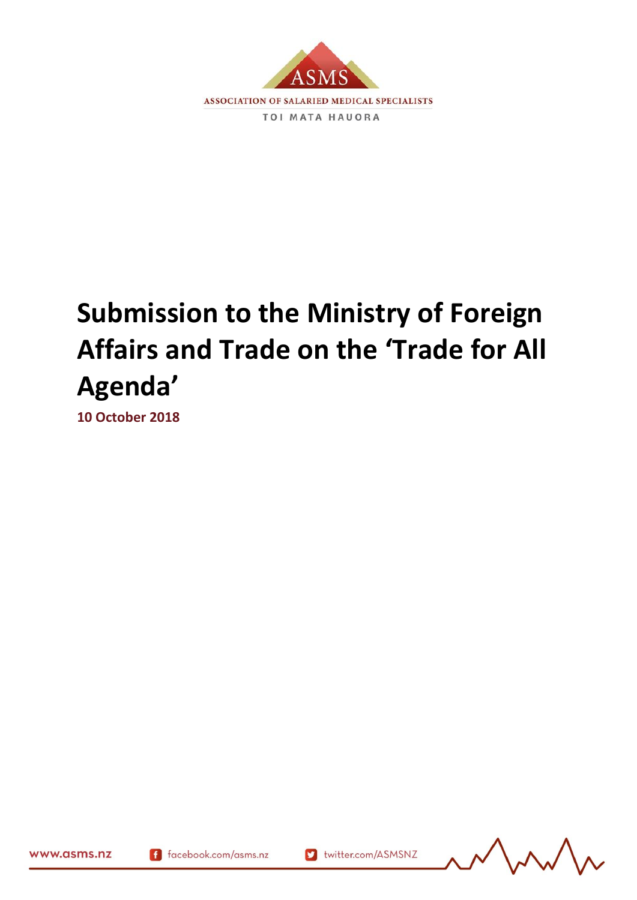ASSOCIATION OF SALARIED MEDICAL SPECIALISTS

TOI MATA HAUORA

# Submission to the Ministry of Foreign Affairs and Trade on the 'Trade for All Agenda'

**10 October 2018**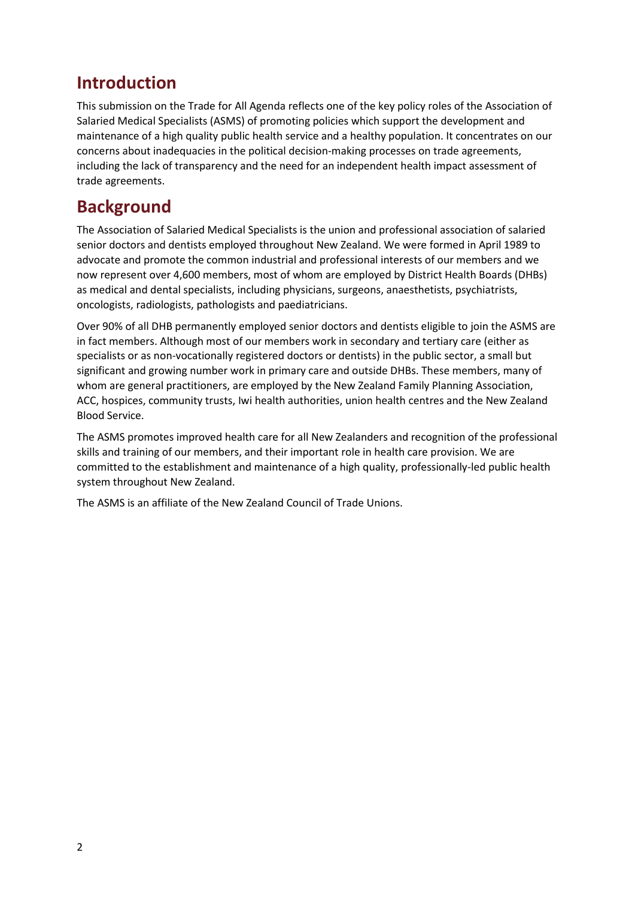## Introduction

This submission on the Trade for All Agenda reflects one of the key policy roles of the Association of Salaried Medical Specialists (ASMS) of promoting policies which support the development and maintenance of a high quality public health service and a healthy population. It concentrates on our concerns about inadequacies in the political decision-making processes on trade agreements, including the lack of transparency and the need for an independent health impact assessment of trade agreements.

## Background

The Association of Salaried Medical Specialists is the union and professional association of salaried senior doctors and dentists employed throughout New Zealand. We were formed in April 1989 to advocate and promote the common industrial and professional interests of our members and we now represent over 4,600 members, most of whom are employed by District Health Boards (DHBs) as medical and dental specialists, including physicians, surgeons, anaesthetists, psychiatrists, oncologists, radiologists, pathologists and paediatricians.

Over 90% of all DHB permanently employed senior doctors and dentists eligible to join the ASMS are in fact members. Although most of our members work in secondary and tertiary care (either as specialists or as non-vocationally registered doctors or dentists) in the public sector, a small but significant and growing number work in primary care and outside DHBs. These members, many of whom are general practitioners, are employed by the New Zealand Family Planning Association, ACC, hospices, community trusts, Iwi health authorities, union health centres and the New Zealand Blood Service.

The ASMS promotes improved health care for all New Zealanders and recognition of the professional skills and training of our members, and their important role in health care provision. We are committed to the establishment and maintenance of a high quality, professionally-led public health system throughout New Zealand.

The ASMS is an affiliate of the New Zealand Council of Trade Unions.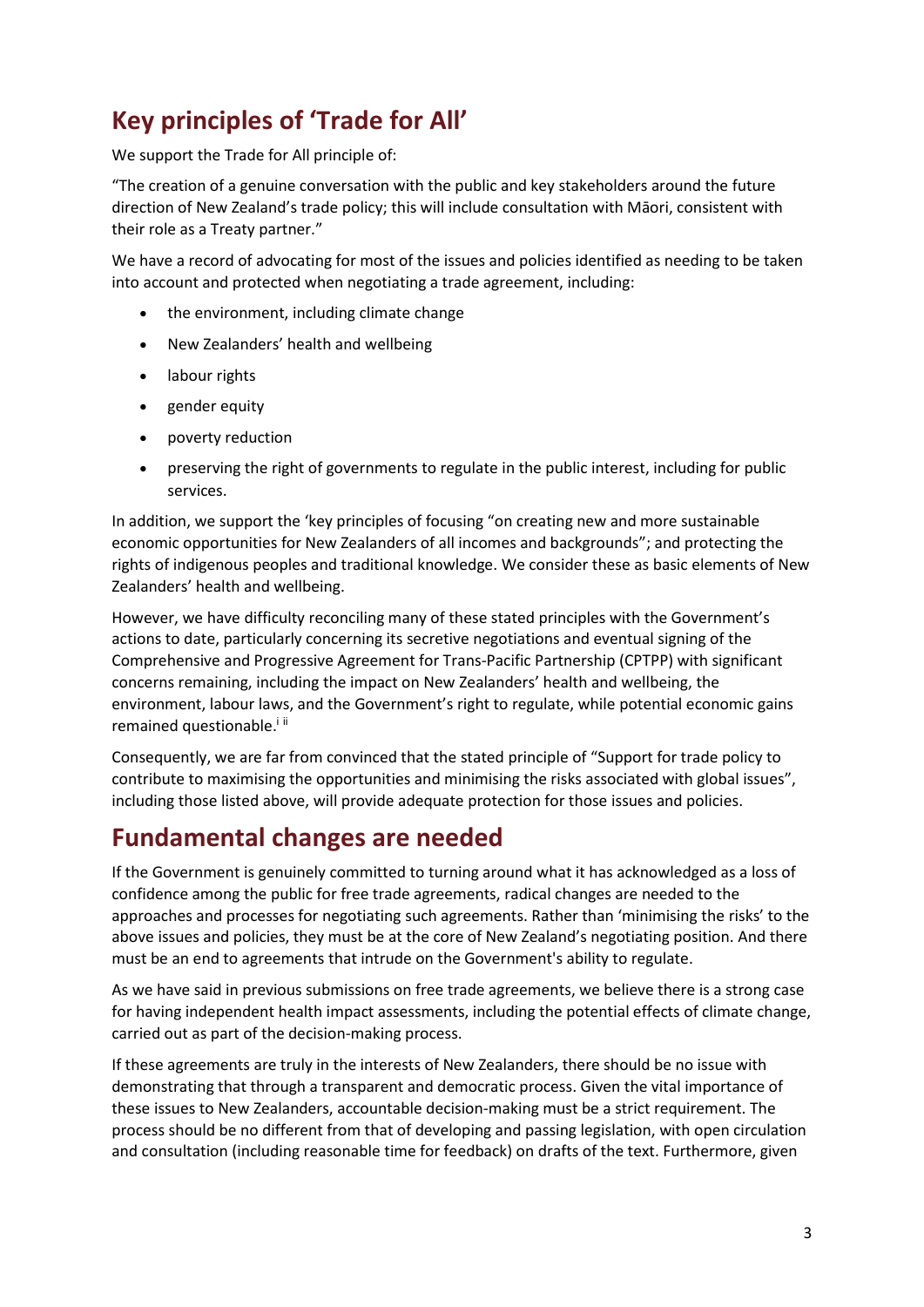## Key principles of 'Trade for All'

We support the Trade for All principle of:

"The creation of a genuine conversation with the public and key stakeholders around the future direction of New Zealand's trade policy; this will include consultation with Māori, consistent with their role as a Treaty partner."

We have a record of advocating for most of the issues and policies identified as needing to be taken into account and protected when negotiating a trade agreement, including:

- the environment, including climate change
- New Zealanders' health and wellbeing
- labour rights
- gender equity
- poverty reduction
- preserving the right of governments to regulate in the public interest, including for public services.

In addition, we support the 'key principles of focusing "on creating new and more sustainable economic opportunities for New Zealanders of all incomes and backgrounds"; and protecting the rights of indigenous peoples and traditional knowledge. We consider these as basic elements of New Zealanders' health and wellbeing.

However, we have difficulty reconciling many of these stated principles with the Government's actions to date, particularly concerning its secretive negotiations and eventual signing of the Comprehensive and Progressive Agreement for Trans-Pacific Partnership (CPTPP) with significant concerns remaining, including the impact on New Zealanders' health and wellbeing, the environment, labour laws, and the Government's right to regulate, while potential economic gains remained questionable.[i ii]

Consequently, we are far from convinced that the stated principle of "Support for trade policy to contribute to maximising the opportunities and minimising the risks associated with global issues", including those listed above, will provide adequate protection for those issues and policies.

## Fundamental changes are needed

If the Government is genuinely committed to turning around what it has acknowledged as a loss of confidence among the public for free trade agreements, radical changes are needed to the approaches and processes for negotiating such agreements. Rather than 'minimising the risks' to the above issues and policies, they must be at the core of New Zealand's negotiating position. And there must be an end to agreements that intrude on the Government's ability to regulate.

As we have said in previous submissions on free trade agreements, we believe there is a strong case for having independent health impact assessments, including the potential effects of climate change, carried out as part of the decision-making process.

If these agreements are truly in the interests of New Zealanders, there should be no issue with demonstrating that through a transparent and democratic process. Given the vital importance of these issues to New Zealanders, accountable decision-making must be a strict requirement. The process should be no different from that of developing and passing legislation, with open circulation and consultation (including reasonable time for feedback) on drafts of the text. Furthermore, given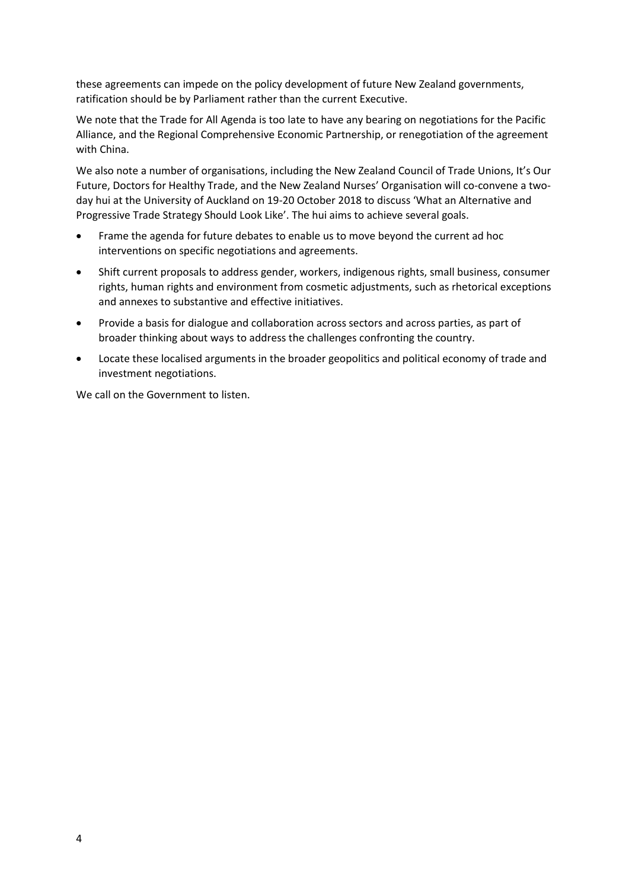these agreements can impede on the policy development of future New Zealand governments, ratification should be by Parliament rather than the current Executive.

We note that the Trade for All Agenda is too late to have any bearing on negotiations for the Pacific Alliance, and the Regional Comprehensive Economic Partnership, or renegotiation of the agreement with China.

We also note a number of organisations, including the New Zealand Council of Trade Unions, It's Our Future, Doctors for Healthy Trade, and the New Zealand Nurses' Organisation will co-convene a two-day hui at the University of Auckland on 19-20 October 2018 to discuss 'What an Alternative and Progressive Trade Strategy Should Look Like'. The hui aims to achieve several goals.

- Frame the agenda for future debates to enable us to move beyond the current ad hoc interventions on specific negotiations and agreements.
- Shift current proposals to address gender, workers, indigenous rights, small business, consumer rights, human rights and environment from cosmetic adjustments, such as rhetorical exceptions and annexes to substantive and effective initiatives.
- Provide a basis for dialogue and collaboration across sectors and across parties, as part of broader thinking about ways to address the challenges confronting the country.
- Locate these localised arguments in the broader geopolitics and political economy of trade and investment negotiations.

We call on the Government to listen.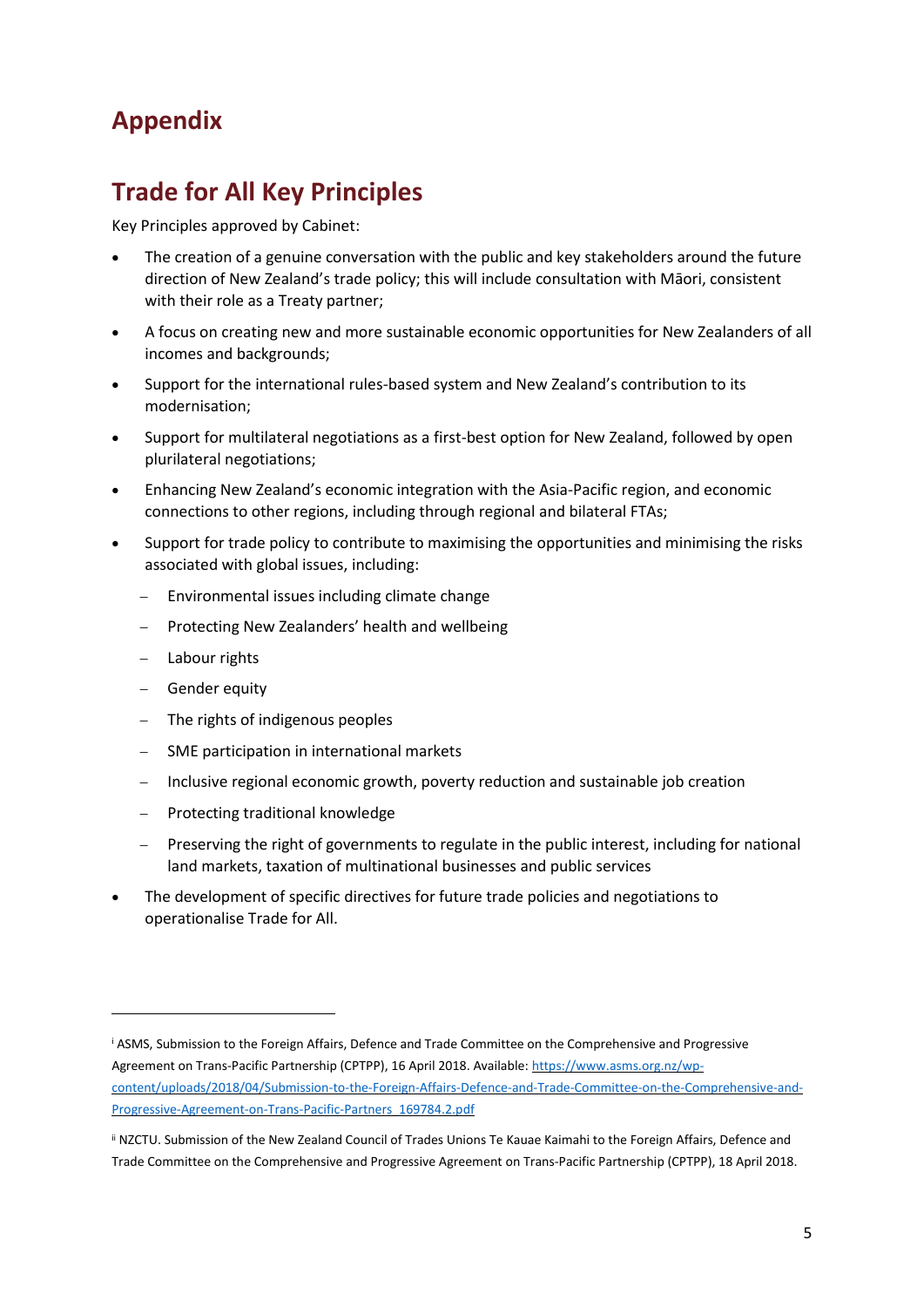# Appendix

## Trade for All Key Principles

Key Principles approved by Cabinet:

- The creation of a genuine conversation with the public and key stakeholders around the future direction of New Zealand's trade policy; this will include consultation with Māori, consistent with their role as a Treaty partner;
- A focus on creating new and more sustainable economic opportunities for New Zealanders of all incomes and backgrounds;
- Support for the international rules-based system and New Zealand's contribution to its modernisation;
- Support for multilateral negotiations as a first-best option for New Zealand, followed by open plurilateral negotiations;
- Enhancing New Zealand's economic integration with the Asia-Pacific region, and economic connections to other regions, including through regional and bilateral FTAs;
- Support for trade policy to contribute to maximising the opportunities and minimising the risks associated with global issues, including:
  - Environmental issues including climate change
  - Protecting New Zealanders' health and wellbeing
  - Labour rights
  - Gender equity
  - The rights of indigenous peoples
  - SME participation in international markets
  - Inclusive regional economic growth, poverty reduction and sustainable job creation
  - Protecting traditional knowledge
  - Preserving the right of governments to regulate in the public interest, including for national land markets, taxation of multinational businesses and public services
- The development of specific directives for future trade policies and negotiations to operationalise Trade for All.

---

[i] ASMS, Submission to the Foreign Affairs, Defence and Trade Committee on the Comprehensive and Progressive Agreement on Trans-Pacific Partnership (CPTPP), 16 April 2018. Available: https://www.asms.org.nz/wp-content/uploads/2018/04/Submission-to-the-Foreign-Affairs-Defence-and-Trade-Committee-on-the-Comprehensive-and-Progressive-Agreement-on-Trans-Pacific-Partners_169784.2.pdf

[ii] NZCTU. Submission of the New Zealand Council of Trades Unions Te Kauae Kaimahi to the Foreign Affairs, Defence and Trade Committee on the Comprehensive and Progressive Agreement on Trans-Pacific Partnership (CPTPP), 18 April 2018.